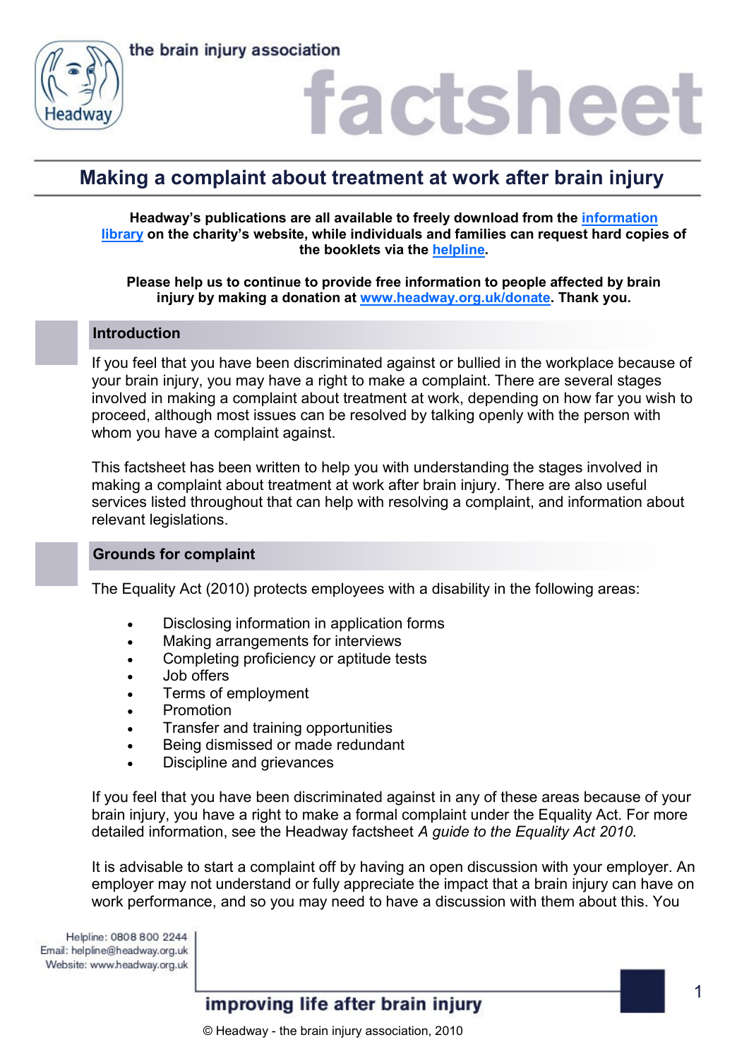# Making a complaint about treatment at work after brain injury

**Headway's publications are all available to freely download from the information library on the charity's website, while individuals and families can request hard copies of the booklets via the helpline.**

**Please help us to continue to provide free information to people affected by brain injury by making a donation at www.headway.org.uk/donate. Thank you.**

## Introduction

If you feel that you have been discriminated against or bullied in the workplace because of your brain injury, you may have a right to make a complaint. There are several stages involved in making a complaint about treatment at work, depending on how far you wish to proceed, although most issues can be resolved by talking openly with the person with whom you have a complaint against.

This factsheet has been written to help you with understanding the stages involved in making a complaint about treatment at work after brain injury. There are also useful services listed throughout that can help with resolving a complaint, and information about relevant legislations.

## Grounds for complaint

The Equality Act (2010) protects employees with a disability in the following areas:

- Disclosing information in application forms
- Making arrangements for interviews
- Completing proficiency or aptitude tests
- Job offers
- Terms of employment
- Promotion
- Transfer and training opportunities
- Being dismissed or made redundant
- Discipline and grievances

If you feel that you have been discriminated against in any of these areas because of your brain injury, you have a right to make a formal complaint under the Equality Act. For more detailed information, see the Headway factsheet *A guide to the Equality Act 2010.*

It is advisable to start a complaint off by having an open discussion with your employer. An employer may not understand or fully appreciate the impact that a brain injury can have on work performance, and so you may need to have a discussion with them about this. You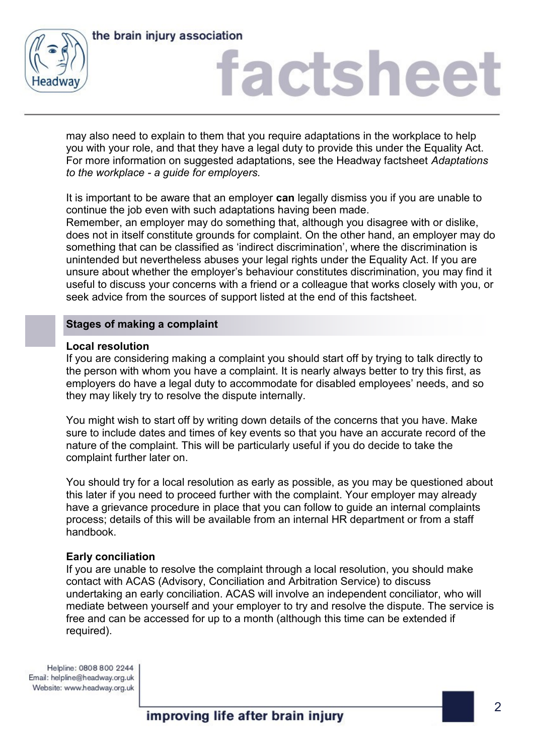may also need to explain to them that you require adaptations in the workplace to help you with your role, and that they have a legal duty to provide this under the Equality Act. For more information on suggested adaptations, see the Headway factsheet *Adaptations to the workplace - a guide for employers.*

It is important to be aware that an employer **can** legally dismiss you if you are unable to continue the job even with such adaptations having been made.
Remember, an employer may do something that, although you disagree with or dislike, does not in itself constitute grounds for complaint. On the other hand, an employer may do something that can be classified as 'indirect discrimination', where the discrimination is unintended but nevertheless abuses your legal rights under the Equality Act. If you are unsure about whether the employer's behaviour constitutes discrimination, you may find it useful to discuss your concerns with a friend or a colleague that works closely with you, or seek advice from the sources of support listed at the end of this factsheet.

## Stages of making a complaint

### Local resolution

If you are considering making a complaint you should start off by trying to talk directly to the person with whom you have a complaint. It is nearly always better to try this first, as employers do have a legal duty to accommodate for disabled employees' needs, and so they may likely try to resolve the dispute internally.

You might wish to start off by writing down details of the concerns that you have. Make sure to include dates and times of key events so that you have an accurate record of the nature of the complaint. This will be particularly useful if you do decide to take the complaint further later on.

You should try for a local resolution as early as possible, as you may be questioned about this later if you need to proceed further with the complaint. Your employer may already have a grievance procedure in place that you can follow to guide an internal complaints process; details of this will be available from an internal HR department or from a staff handbook.

### Early conciliation

If you are unable to resolve the complaint through a local resolution, you should make contact with ACAS (Advisory, Conciliation and Arbitration Service) to discuss undertaking an early conciliation. ACAS will involve an independent conciliator, who will mediate between yourself and your employer to try and resolve the dispute. The service is free and can be accessed for up to a month (although this time can be extended if required).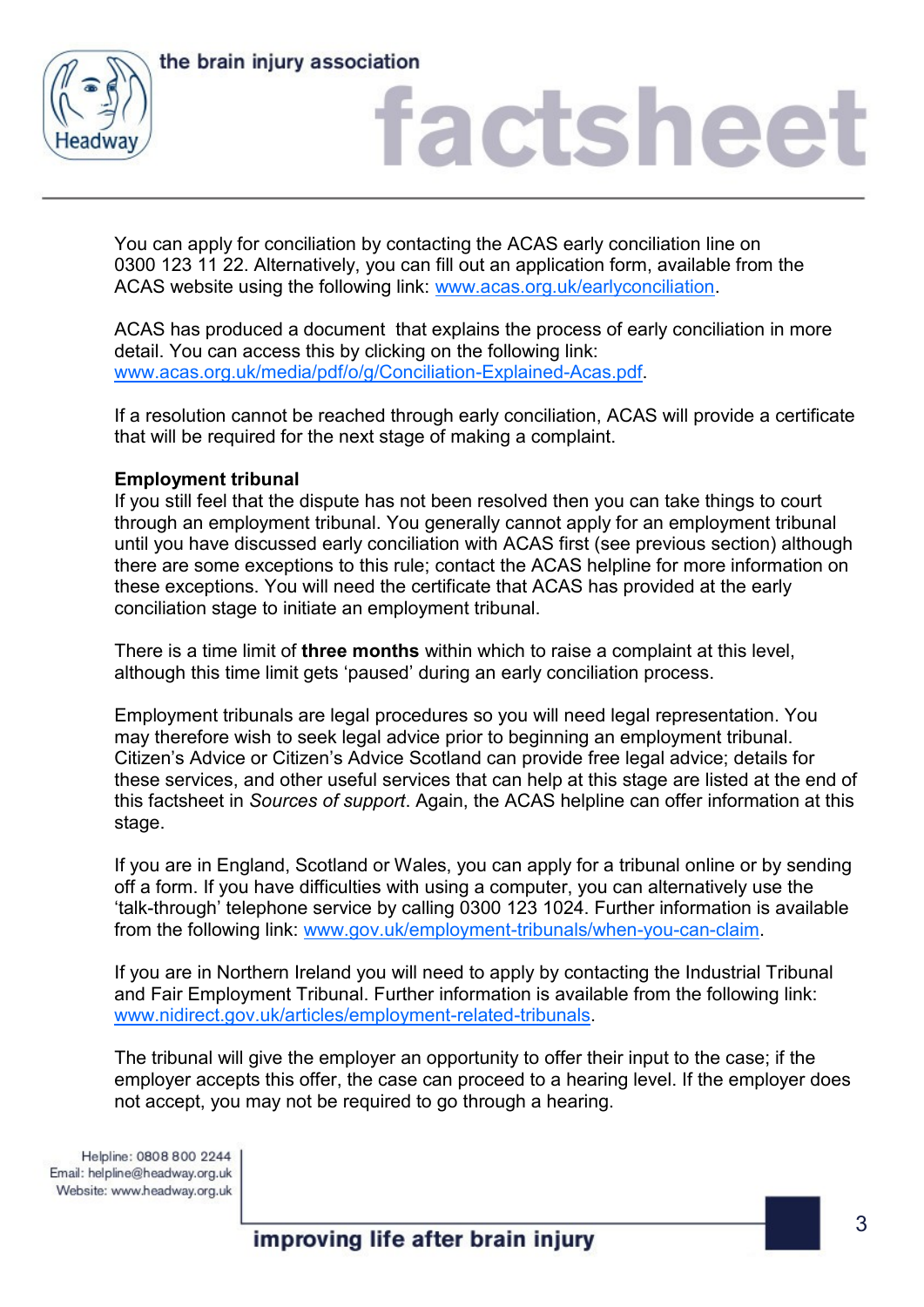You can apply for conciliation by contacting the ACAS early conciliation line on 0300 123 11 22. Alternatively, you can fill out an application form, available from the ACAS website using the following link: [www.acas.org.uk/earlyconciliation](www.acas.org.uk/earlyconciliation).

ACAS has produced a document that explains the process of early conciliation in more detail. You can access this by clicking on the following link: [www.acas.org.uk/media/pdf/o/g/Conciliation-Explained-Acas.pdf](www.acas.org.uk/media/pdf/o/g/Conciliation-Explained-Acas.pdf).

If a resolution cannot be reached through early conciliation, ACAS will provide a certificate that will be required for the next stage of making a complaint.

**Employment tribunal**

If you still feel that the dispute has not been resolved then you can take things to court through an employment tribunal. You generally cannot apply for an employment tribunal until you have discussed early conciliation with ACAS first (see previous section) although there are some exceptions to this rule; contact the ACAS helpline for more information on these exceptions. You will need the certificate that ACAS has provided at the early conciliation stage to initiate an employment tribunal.

There is a time limit of **three months** within which to raise a complaint at this level, although this time limit gets 'paused' during an early conciliation process.

Employment tribunals are legal procedures so you will need legal representation. You may therefore wish to seek legal advice prior to beginning an employment tribunal. Citizen's Advice or Citizen's Advice Scotland can provide free legal advice; details for these services, and other useful services that can help at this stage are listed at the end of this factsheet in *Sources of support*. Again, the ACAS helpline can offer information at this stage.

If you are in England, Scotland or Wales, you can apply for a tribunal online or by sending off a form. If you have difficulties with using a computer, you can alternatively use the 'talk-through' telephone service by calling 0300 123 1024. Further information is available from the following link: [www.gov.uk/employment-tribunals/when-you-can-claim](www.gov.uk/employment-tribunals/when-you-can-claim).

If you are in Northern Ireland you will need to apply by contacting the Industrial Tribunal and Fair Employment Tribunal. Further information is available from the following link: [www.nidirect.gov.uk/articles/employment-related-tribunals](www.nidirect.gov.uk/articles/employment-related-tribunals).

The tribunal will give the employer an opportunity to offer their input to the case; if the employer accepts this offer, the case can proceed to a hearing level. If the employer does not accept, you may not be required to go through a hearing.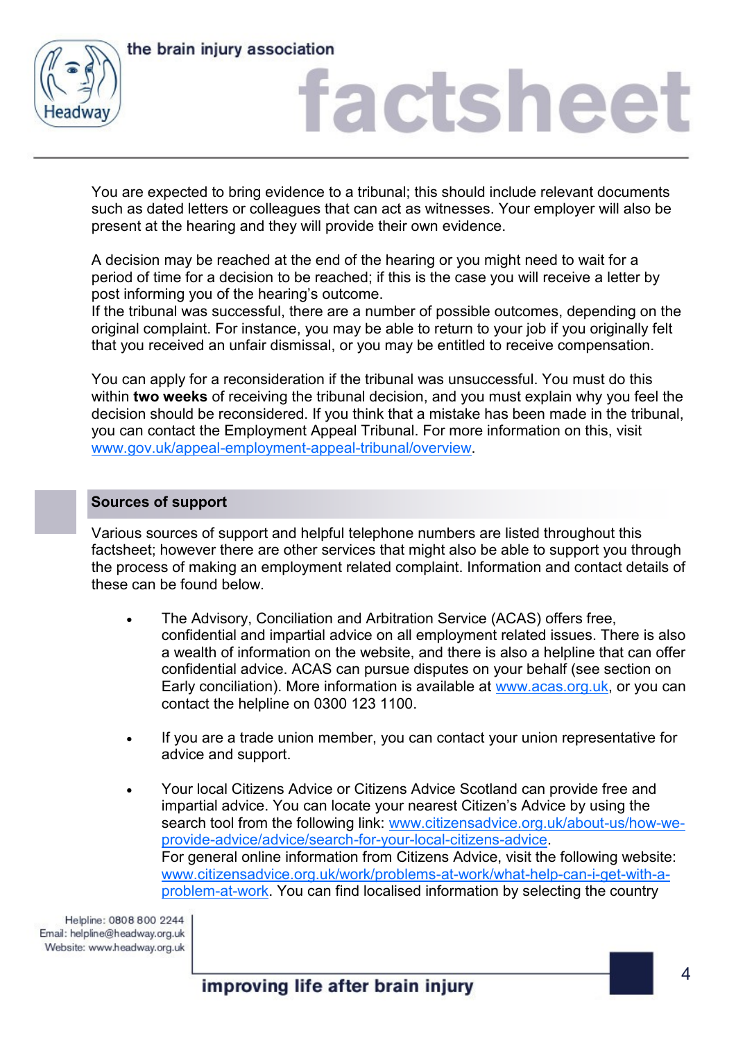You are expected to bring evidence to a tribunal; this should include relevant documents such as dated letters or colleagues that can act as witnesses. Your employer will also be present at the hearing and they will provide their own evidence.

A decision may be reached at the end of the hearing or you might need to wait for a period of time for a decision to be reached; if this is the case you will receive a letter by post informing you of the hearing's outcome.
If the tribunal was successful, there are a number of possible outcomes, depending on the original complaint. For instance, you may be able to return to your job if you originally felt that you received an unfair dismissal, or you may be entitled to receive compensation.

You can apply for a reconsideration if the tribunal was unsuccessful. You must do this within **two weeks** of receiving the tribunal decision, and you must explain why you feel the decision should be reconsidered. If you think that a mistake has been made in the tribunal, you can contact the Employment Appeal Tribunal. For more information on this, visit www.gov.uk/appeal-employment-appeal-tribunal/overview.

## Sources of support

Various sources of support and helpful telephone numbers are listed throughout this factsheet; however there are other services that might also be able to support you through the process of making an employment related complaint. Information and contact details of these can be found below.

- The Advisory, Conciliation and Arbitration Service (ACAS) offers free, confidential and impartial advice on all employment related issues. There is also a wealth of information on the website, and there is also a helpline that can offer confidential advice. ACAS can pursue disputes on your behalf (see section on Early conciliation). More information is available at www.acas.org.uk, or you can contact the helpline on 0300 123 1100.

- If you are a trade union member, you can contact your union representative for advice and support.

- Your local Citizens Advice or Citizens Advice Scotland can provide free and impartial advice. You can locate your nearest Citizen's Advice by using the search tool from the following link: www.citizensadvice.org.uk/about-us/how-we-provide-advice/advice/search-for-your-local-citizens-advice.
  For general online information from Citizens Advice, visit the following website: www.citizensadvice.org.uk/work/problems-at-work/what-help-can-i-get-with-a-problem-at-work. You can find localised information by selecting the country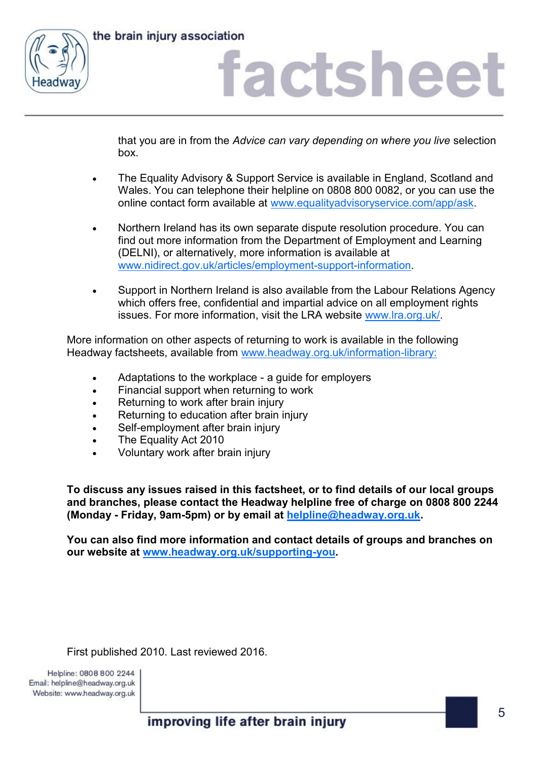that you are in from the *Advice can vary depending on where you live* selection box.

- The Equality Advisory & Support Service is available in England, Scotland and Wales. You can telephone their helpline on 0808 800 0082, or you can use the online contact form available at www.equalityadvisoryservice.com/app/ask.

- Northern Ireland has its own separate dispute resolution procedure. You can find out more information from the Department of Employment and Learning (DELNI), or alternatively, more information is available at www.nidirect.gov.uk/articles/employment-support-information.

- Support in Northern Ireland is also available from the Labour Relations Agency which offers free, confidential and impartial advice on all employment rights issues. For more information, visit the LRA website www.lra.org.uk/.

More information on other aspects of returning to work is available in the following Headway factsheets, available from www.headway.org.uk/information-library:

- Adaptations to the workplace - a guide for employers
- Financial support when returning to work
- Returning to work after brain injury
- Returning to education after brain injury
- Self-employment after brain injury
- The Equality Act 2010
- Voluntary work after brain injury

**To discuss any issues raised in this factsheet, or to find details of our local groups and branches, please contact the Headway helpline free of charge on 0808 800 2244 (Monday - Friday, 9am-5pm) or by email at helpline@headway.org.uk.**

**You can also find more information and contact details of groups and branches on our website at www.headway.org.uk/supporting-you.**

First published 2010. Last reviewed 2016.